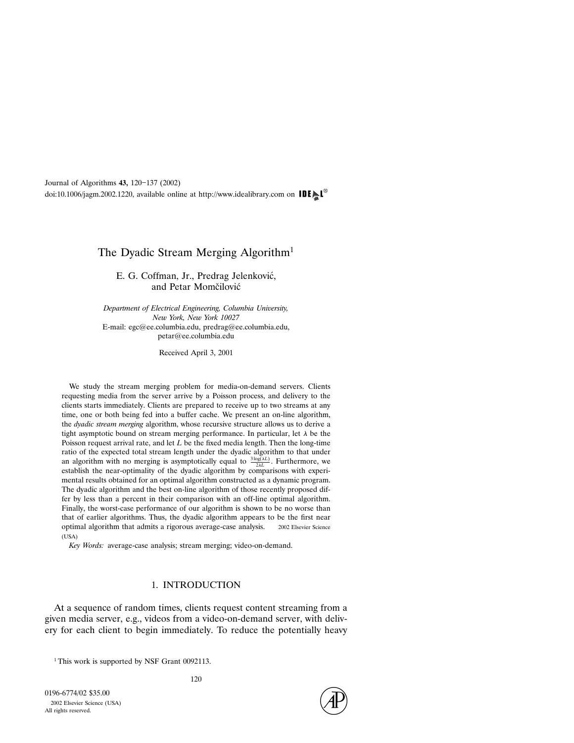# The Dyadic Stream Merging Algorithm[1]

E. G. Coffman, Jr., Predrag Jelenković, and Petar Momčilović

*Department of Electrical Engineering, Columbia University, New York, New York 10027*
E-mail: egc@ee.columbia.edu, predrag@ee.columbia.edu, petar@ee.columbia.edu

Received April 3, 2001

We study the stream merging problem for media-on-demand servers. Clients requesting media from the server arrive by a Poisson process, and delivery to the clients starts immediately. Clients are prepared to receive up to two streams at any time, one or both being fed into a buffer cache. We present an on-line algorithm, the *dyadic stream merging* algorithm, whose recursive structure allows us to derive a tight asymptotic bound on stream merging performance. In particular, let $\lambda$ be the Poisson request arrival rate, and let $L$ be the fixed media length. Then the long-time ratio of the expected total stream length under the dyadic algorithm to that under an algorithm with no merging is asymptotically equal to $\frac{3\log(\lambda L)}{2\lambda L}$. Furthermore, we establish the near-optimality of the dyadic algorithm by comparisons with experimental results obtained for an optimal algorithm constructed as a dynamic program. The dyadic algorithm and the best on-line algorithm of those recently proposed differ by less than a percent in their comparison with an off-line optimal algorithm. Finally, the worst-case performance of our algorithm is shown to be no worse than that of earlier algorithms. Thus, the dyadic algorithm appears to be the first near optimal algorithm that admits a rigorous average-case analysis. © 2002 Elsevier Science (USA)

*Key Words:* average-case analysis; stream merging; video-on-demand.

## 1. INTRODUCTION

At a sequence of random times, clients request content streaming from a given media server, e.g., videos from a video-on-demand server, with delivery for each client to begin immediately. To reduce the potentially heavy

[1] This work is supported by NSF Grant 0092113.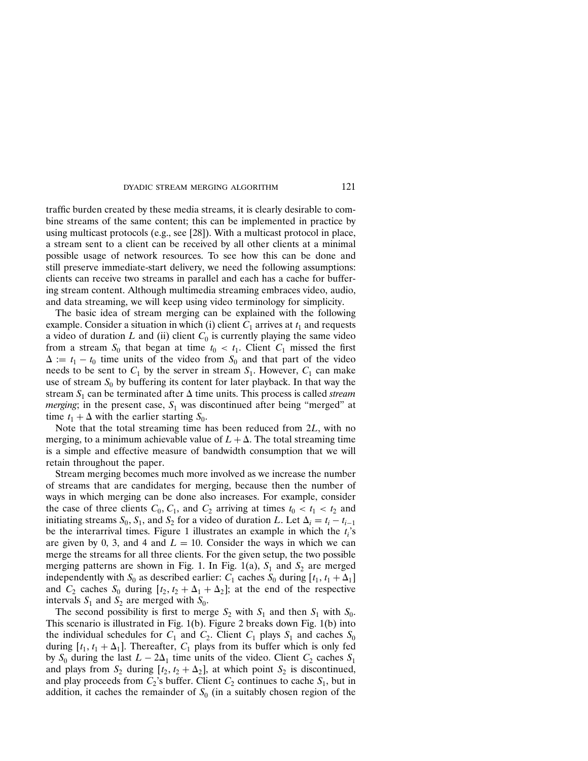traffic burden created by these media streams, it is clearly desirable to combine streams of the same content; this can be implemented in practice by using multicast protocols (e.g., see [28]). With a multicast protocol in place, a stream sent to a client can be received by all other clients at a minimal possible usage of network resources. To see how this can be done and still preserve immediate-start delivery, we need the following assumptions: clients can receive two streams in parallel and each has a cache for buffering stream content. Although multimedia streaming embraces video, audio, and data streaming, we will keep using video terminology for simplicity.

The basic idea of stream merging can be explained with the following example. Consider a situation in which (i) client $C_1$ arrives at $t_1$ and requests a video of duration $L$ and (ii) client $C_0$ is currently playing the same video from a stream $S_0$ that began at time $t_0 < t_1$. Client $C_1$ missed the first $\Delta := t_1 - t_0$ time units of the video from $S_0$ and that part of the video needs to be sent to $C_1$ by the server in stream $S_1$. However, $C_1$ can make use of stream $S_0$ by buffering its content for later playback. In that way the stream $S_1$ can be terminated after $\Delta$ time units. This process is called *stream merging*; in the present case, $S_1$ was discontinued after being "merged" at time $t_1 + \Delta$ with the earlier starting $S_0$.

Note that the total streaming time has been reduced from $2L$, with no merging, to a minimum achievable value of $L + \Delta$. The total streaming time is a simple and effective measure of bandwidth consumption that we will retain throughout the paper.

Stream merging becomes much more involved as we increase the number of streams that are candidates for merging, because then the number of ways in which merging can be done also increases. For example, consider the case of three clients $C_0$, $C_1$, and $C_2$ arriving at times $t_0 < t_1 < t_2$ and initiating streams $S_0$, $S_1$, and $S_2$ for a video of duration $L$. Let $\Delta_i = t_i - t_{i-1}$ be the interarrival times. Figure 1 illustrates an example in which the $t_i$'s are given by 0, 3, and 4 and $L = 10$. Consider the ways in which we can merge the streams for all three clients. For the given setup, the two possible merging patterns are shown in Fig. 1. In Fig. 1(a), $S_1$ and $S_2$ are merged independently with $S_0$ as described earlier: $C_1$ caches $S_0$ during $[t_1, t_1 + \Delta_1]$ and $C_2$ caches $S_0$ during $[t_2, t_2 + \Delta_1 + \Delta_2]$; at the end of the respective intervals $S_1$ and $S_2$ are merged with $S_0$.

The second possibility is first to merge $S_2$ with $S_1$ and then $S_1$ with $S_0$. This scenario is illustrated in Fig. 1(b). Figure 2 breaks down Fig. 1(b) into the individual schedules for $C_1$ and $C_2$. Client $C_1$ plays $S_1$ and caches $S_0$ during $[t_1, t_1 + \Delta_1]$. Thereafter, $C_1$ plays from its buffer which is only fed by $S_0$ during the last $L - 2\Delta_1$ time units of the video. Client $C_2$ caches $S_1$ and plays from $S_2$ during $[t_2, t_2 + \Delta_2]$, at which point $S_2$ is discontinued, and play proceeds from $C_2$'s buffer. Client $C_2$ continues to cache $S_1$, but in addition, it caches the remainder of $S_0$ (in a suitably chosen region of the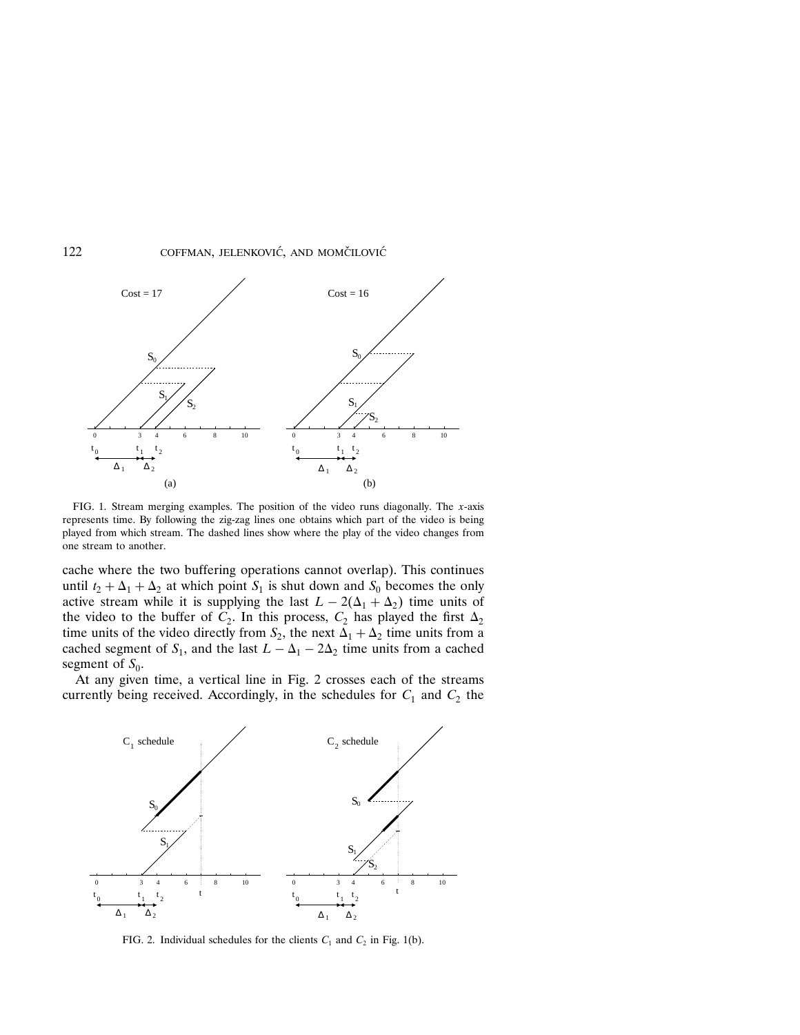FIG. 1. Stream merging examples. The position of the video runs diagonally. The $x$-axis represents time. By following the zig-zag lines one obtains which part of the video is being played from which stream. The dashed lines show where the play of the video changes from one stream to another.

cache where the two buffering operations cannot overlap). This continues until $t_2 + \Delta_1 + \Delta_2$ at which point $S_1$ is shut down and $S_0$ becomes the only active stream while it is supplying the last $L - 2(\Delta_1 + \Delta_2)$ time units of the video to the buffer of $C_2$. In this process, $C_2$ has played the first $\Delta_2$ time units of the video directly from $S_2$, the next $\Delta_1 + \Delta_2$ time units from a cached segment of $S_1$, and the last $L - \Delta_1 - 2\Delta_2$ time units from a cached segment of $S_0$.

At any given time, a vertical line in Fig. 2 crosses each of the streams currently being received. Accordingly, in the schedules for $C_1$ and $C_2$ the

FIG. 2. Individual schedules for the clients $C_1$ and $C_2$ in Fig. 1(b).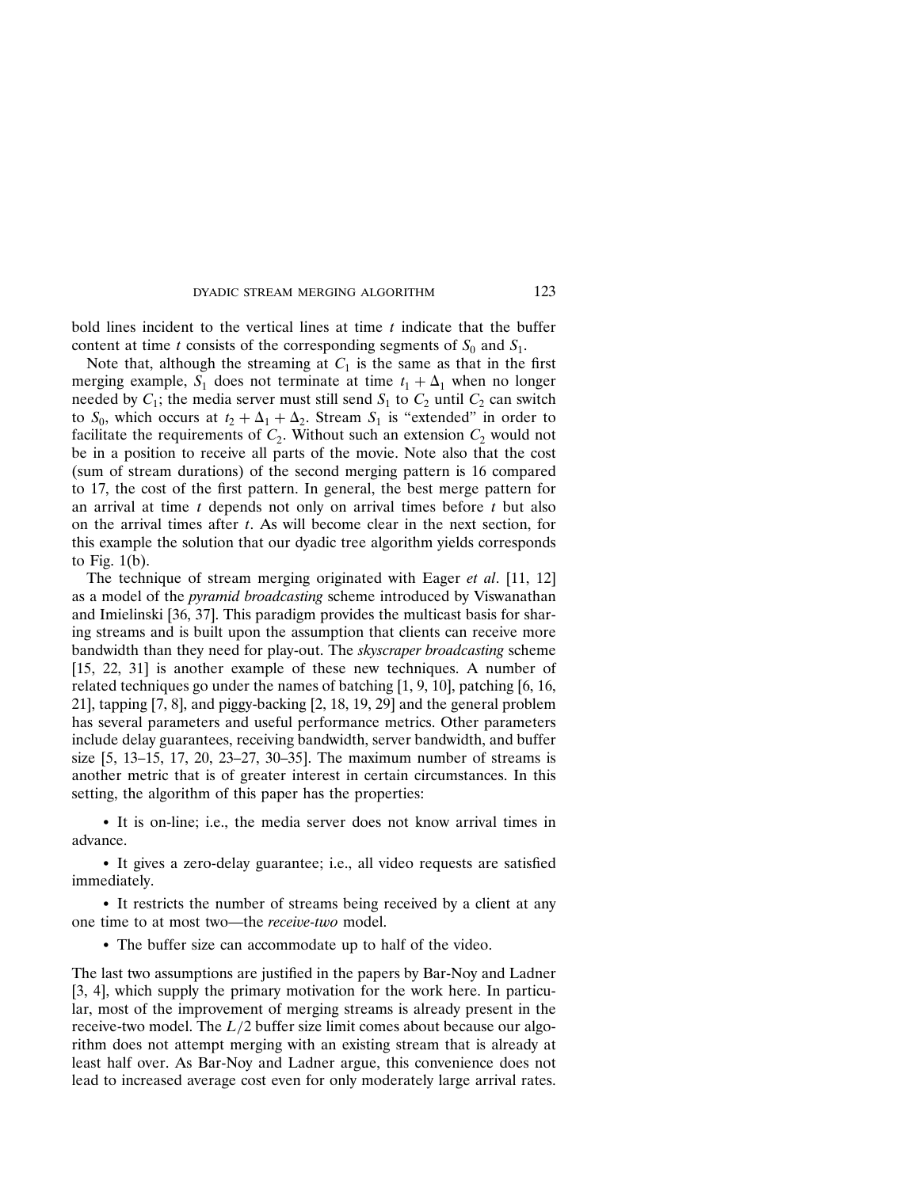bold lines incident to the vertical lines at time $t$ indicate that the buffer content at time $t$ consists of the corresponding segments of $S_0$ and $S_1$.

Note that, although the streaming at $C_1$ is the same as that in the first merging example, $S_1$ does not terminate at time $t_1 + \Delta_1$ when no longer needed by $C_1$; the media server must still send $S_1$ to $C_2$ until $C_2$ can switch to $S_0$, which occurs at $t_2 + \Delta_1 + \Delta_2$. Stream $S_1$ is "extended" in order to facilitate the requirements of $C_2$. Without such an extension $C_2$ would not be in a position to receive all parts of the movie. Note also that the cost (sum of stream durations) of the second merging pattern is 16 compared to 17, the cost of the first pattern. In general, the best merge pattern for an arrival at time $t$ depends not only on arrival times before $t$ but also on the arrival times after $t$. As will become clear in the next section, for this example the solution that our dyadic tree algorithm yields corresponds to Fig. 1(b).

The technique of stream merging originated with Eager *et al*. [11, 12] as a model of the *pyramid broadcasting* scheme introduced by Viswanathan and Imielinski [36, 37]. This paradigm provides the multicast basis for sharing streams and is built upon the assumption that clients can receive more bandwidth than they need for play-out. The *skyscraper broadcasting* scheme [15, 22, 31] is another example of these new techniques. A number of related techniques go under the names of batching [1, 9, 10], patching [6, 16, 21], tapping [7, 8], and piggy-backing [2, 18, 19, 29] and the general problem has several parameters and useful performance metrics. Other parameters include delay guarantees, receiving bandwidth, server bandwidth, and buffer size [5, 13–15, 17, 20, 23–27, 30–35]. The maximum number of streams is another metric that is of greater interest in certain circumstances. In this setting, the algorithm of this paper has the properties:

- It is on-line; i.e., the media server does not know arrival times in advance.
- It gives a zero-delay guarantee; i.e., all video requests are satisfied immediately.
- It restricts the number of streams being received by a client at any one time to at most two—the *receive-two* model.
- The buffer size can accommodate up to half of the video.

The last two assumptions are justified in the papers by Bar-Noy and Ladner [3, 4], which supply the primary motivation for the work here. In particular, most of the improvement of merging streams is already present in the receive-two model. The $L/2$ buffer size limit comes about because our algorithm does not attempt merging with an existing stream that is already at least half over. As Bar-Noy and Ladner argue, this convenience does not lead to increased average cost even for only moderately large arrival rates.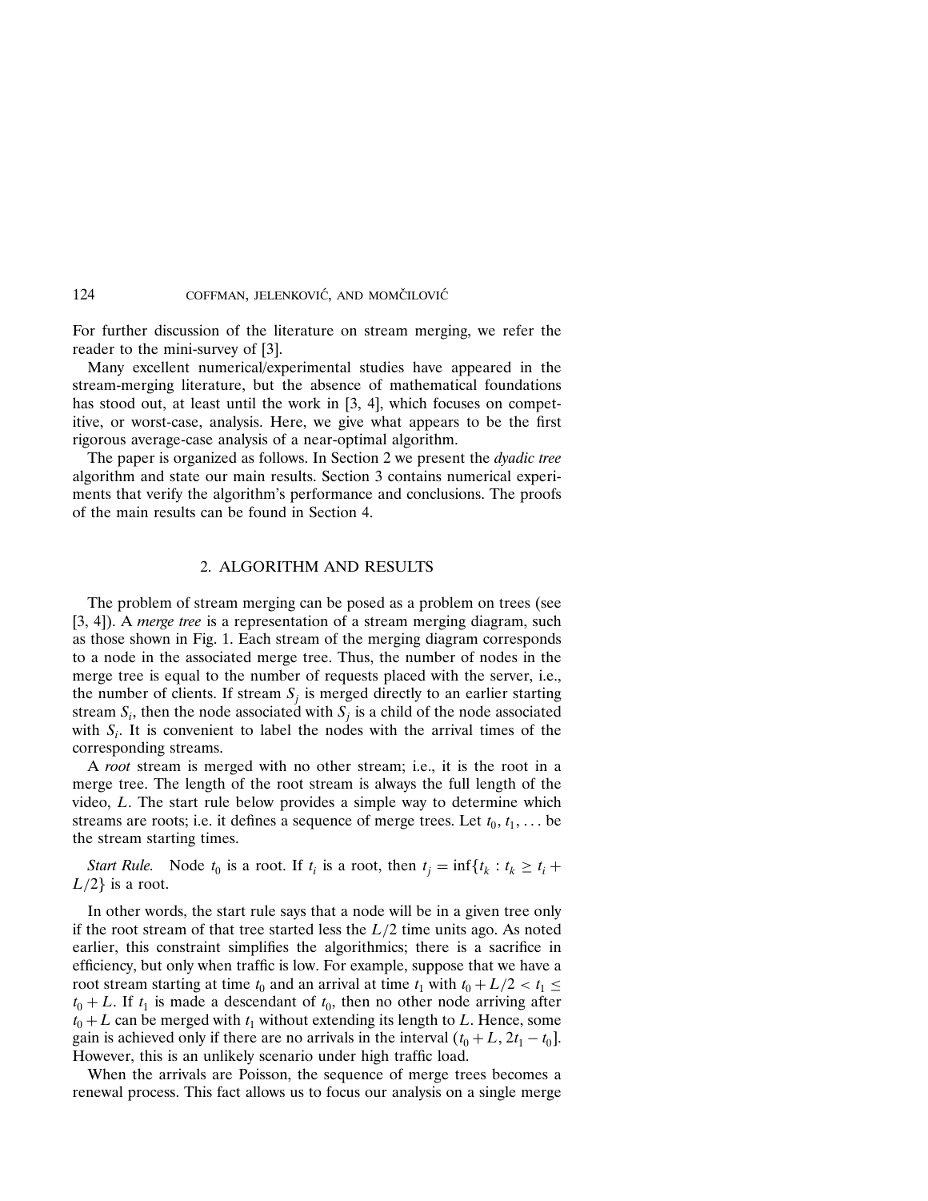For further discussion of the literature on stream merging, we refer the reader to the mini-survey of [3].

Many excellent numerical/experimental studies have appeared in the stream-merging literature, but the absence of mathematical foundations has stood out, at least until the work in [3, 4], which focuses on competitive, or worst-case, analysis. Here, we give what appears to be the first rigorous average-case analysis of a near-optimal algorithm.

The paper is organized as follows. In Section 2 we present the *dyadic tree* algorithm and state our main results. Section 3 contains numerical experiments that verify the algorithm's performance and conclusions. The proofs of the main results can be found in Section 4.

## 2. ALGORITHM AND RESULTS

The problem of stream merging can be posed as a problem on trees (see [3, 4]). A *merge tree* is a representation of a stream merging diagram, such as those shown in Fig. 1. Each stream of the merging diagram corresponds to a node in the associated merge tree. Thus, the number of nodes in the merge tree is equal to the number of requests placed with the server, i.e., the number of clients. If stream $S_j$ is merged directly to an earlier starting stream $S_i$, then the node associated with $S_j$ is a child of the node associated with $S_i$. It is convenient to label the nodes with the arrival times of the corresponding streams.

A *root* stream is merged with no other stream; i.e., it is the root in a merge tree. The length of the root stream is always the full length of the video, $L$. The start rule below provides a simple way to determine which streams are roots; i.e. it defines a sequence of merge trees. Let $t_0, t_1, \ldots$ be the stream starting times.

*Start Rule.* Node $t_0$ is a root. If $t_i$ is a root, then $t_j = \inf\{t_k : t_k \geq t_i + L/2\}$ is a root.

In other words, the start rule says that a node will be in a given tree only if the root stream of that tree started less the $L/2$ time units ago. As noted earlier, this constraint simplifies the algorithmics; there is a sacrifice in efficiency, but only when traffic is low. For example, suppose that we have a root stream starting at time $t_0$ and an arrival at time $t_1$ with $t_0 + L/2 < t_1 \leq t_0 + L$. If $t_1$ is made a descendant of $t_0$, then no other node arriving after $t_0 + L$ can be merged with $t_1$ without extending its length to $L$. Hence, some gain is achieved only if there are no arrivals in the interval $(t_0 + L, 2t_1 - t_0]$. However, this is an unlikely scenario under high traffic load.

When the arrivals are Poisson, the sequence of merge trees becomes a renewal process. This fact allows us to focus our analysis on a single merge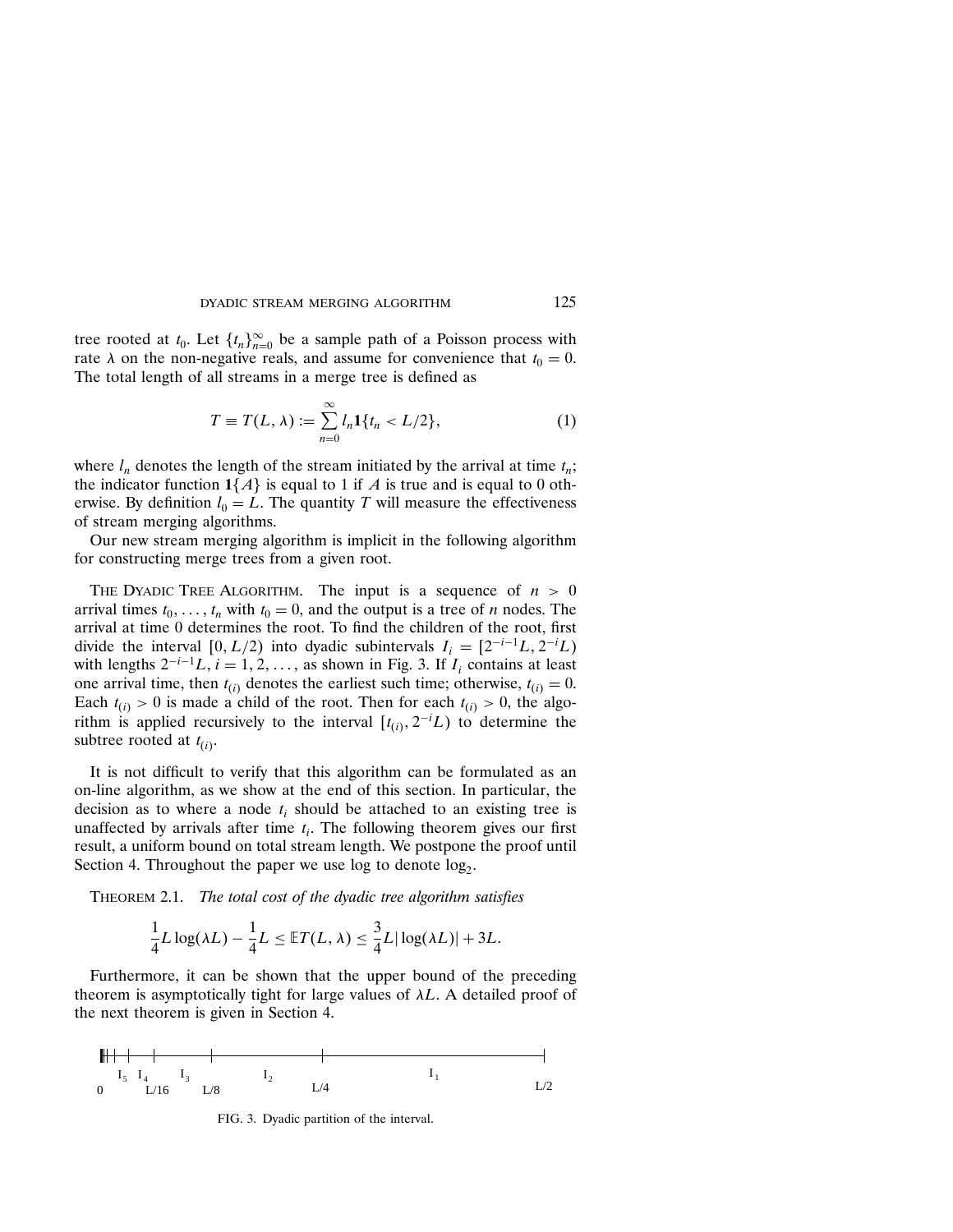tree rooted at $t_0$. Let $\{t_n\}_{n=0}^{\infty}$ be a sample path of a Poisson process with rate $\lambda$ on the non-negative reals, and assume for convenience that $t_0 = 0$. The total length of all streams in a merge tree is defined as

$$T \equiv T(L, \lambda) := \sum_{n=0}^{\infty} l_n \mathbf{1}\{t_n < L/2\}, \tag{1}$$

where $l_n$ denotes the length of the stream initiated by the arrival at time $t_n$; the indicator function $\mathbf{1}\{A\}$ is equal to 1 if $A$ is true and is equal to 0 otherwise. By definition $l_0 = L$. The quantity $T$ will measure the effectiveness of stream merging algorithms.

Our new stream merging algorithm is implicit in the following algorithm for constructing merge trees from a given root.

THE DYADIC TREE ALGORITHM. The input is a sequence of $n > 0$ arrival times $t_0, \dots, t_n$ with $t_0 = 0$, and the output is a tree of $n$ nodes. The arrival at time 0 determines the root. To find the children of the root, first divide the interval $[0, L/2)$ into dyadic subintervals $I_i = [2^{-i-1}L, 2^{-i}L)$ with lengths $2^{-i-1}L$, $i = 1, 2, \dots$, as shown in Fig. 3. If $I_i$ contains at least one arrival time, then $t_{(i)}$ denotes the earliest such time; otherwise, $t_{(i)} = 0$. Each $t_{(i)} > 0$ is made a child of the root. Then for each $t_{(i)} > 0$, the algorithm is applied recursively to the interval $[t_{(i)}, 2^{-i}L)$ to determine the subtree rooted at $t_{(i)}$.

It is not difficult to verify that this algorithm can be formulated as an on-line algorithm, as we show at the end of this section. In particular, the decision as to where a node $t_i$ should be attached to an existing tree is unaffected by arrivals after time $t_i$. The following theorem gives our first result, a uniform bound on total stream length. We postpone the proof until Section 4. Throughout the paper we use log to denote $\log_2$.

THEOREM 2.1. *The total cost of the dyadic tree algorithm satisfies*

$$\frac{1}{4}L\log(\lambda L) - \frac{1}{4}L \le \mathbb{E}T(L, \lambda) \le \frac{3}{4}L|\log(\lambda L)| + 3L.$$

Furthermore, it can be shown that the upper bound of the preceding theorem is asymptotically tight for large values of $\lambda L$. A detailed proof of the next theorem is given in Section 4.

FIG. 3. Dyadic partition of the interval.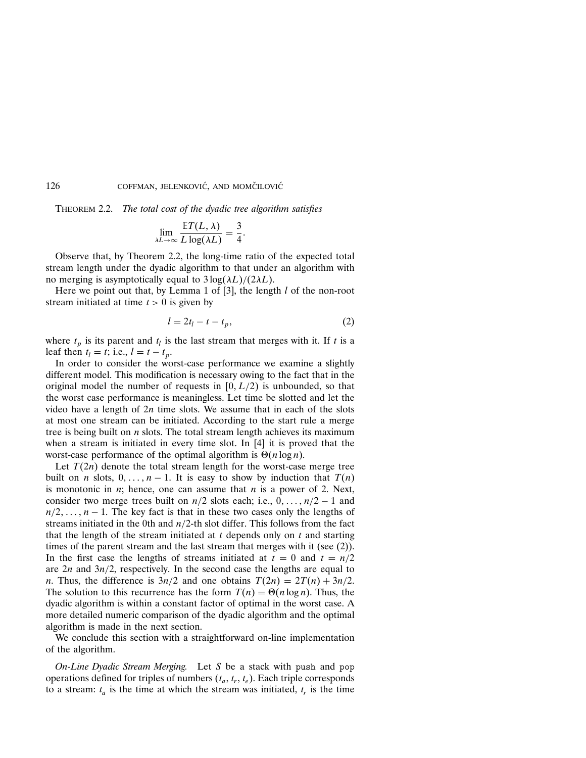THEOREM 2.2. *The total cost of the dyadic tree algorithm satisfies*

$$\lim_{\lambda L \to \infty} \frac{\mathbb{E}T(L, \lambda)}{L \log(\lambda L)} = \frac{3}{4}.$$

Observe that, by Theorem 2.2, the long-time ratio of the expected total stream length under the dyadic algorithm to that under an algorithm with no merging is asymptotically equal to $3 \log(\lambda L)/(2\lambda L)$.

Here we point out that, by Lemma 1 of [3], the length $l$ of the non-root stream initiated at time $t > 0$ is given by

$$l = 2t_l - t - t_p, \tag{2}$$

where $t_p$ is its parent and $t_l$ is the last stream that merges with it. If $t$ is a leaf then $t_l = t$; i.e., $l = t - t_p$.

In order to consider the worst-case performance we examine a slightly different model. This modification is necessary owing to the fact that in the original model the number of requests in $[0, L/2)$ is unbounded, so that the worst case performance is meaningless. Let time be slotted and let the video have a length of $2n$ time slots. We assume that in each of the slots at most one stream can be initiated. According to the start rule a merge tree is being built on $n$ slots. The total stream length achieves its maximum when a stream is initiated in every time slot. In [4] it is proved that the worst-case performance of the optimal algorithm is $\Theta(n \log n)$.

Let $T(2n)$ denote the total stream length for the worst-case merge tree built on $n$ slots, $0, \ldots, n-1$. It is easy to show by induction that $T(n)$ is monotonic in $n$; hence, one can assume that $n$ is a power of 2. Next, consider two merge trees built on $n/2$ slots each; i.e., $0, \ldots, n/2 - 1$ and $n/2, \ldots, n-1$. The key fact is that in these two cases only the lengths of streams initiated in the 0th and $n/2$-th slot differ. This follows from the fact that the length of the stream initiated at $t$ depends only on $t$ and starting times of the parent stream and the last stream that merges with it (see (2)). In the first case the lengths of streams initiated at $t = 0$ and $t = n/2$ are $2n$ and $3n/2$, respectively. In the second case the lengths are equal to $n$. Thus, the difference is $3n/2$ and one obtains $T(2n) = 2T(n) + 3n/2$. The solution to this recurrence has the form $T(n) = \Theta(n \log n)$. Thus, the dyadic algorithm is within a constant factor of optimal in the worst case. A more detailed numeric comparison of the dyadic algorithm and the optimal algorithm is made in the next section.

We conclude this section with a straightforward on-line implementation of the algorithm.

*On-Line Dyadic Stream Merging.* Let $S$ be a stack with `push` and `pop` operations defined for triples of numbers $(t_a, t_r, t_e)$. Each triple corresponds to a stream: $t_a$ is the time at which the stream was initiated, $t_r$ is the time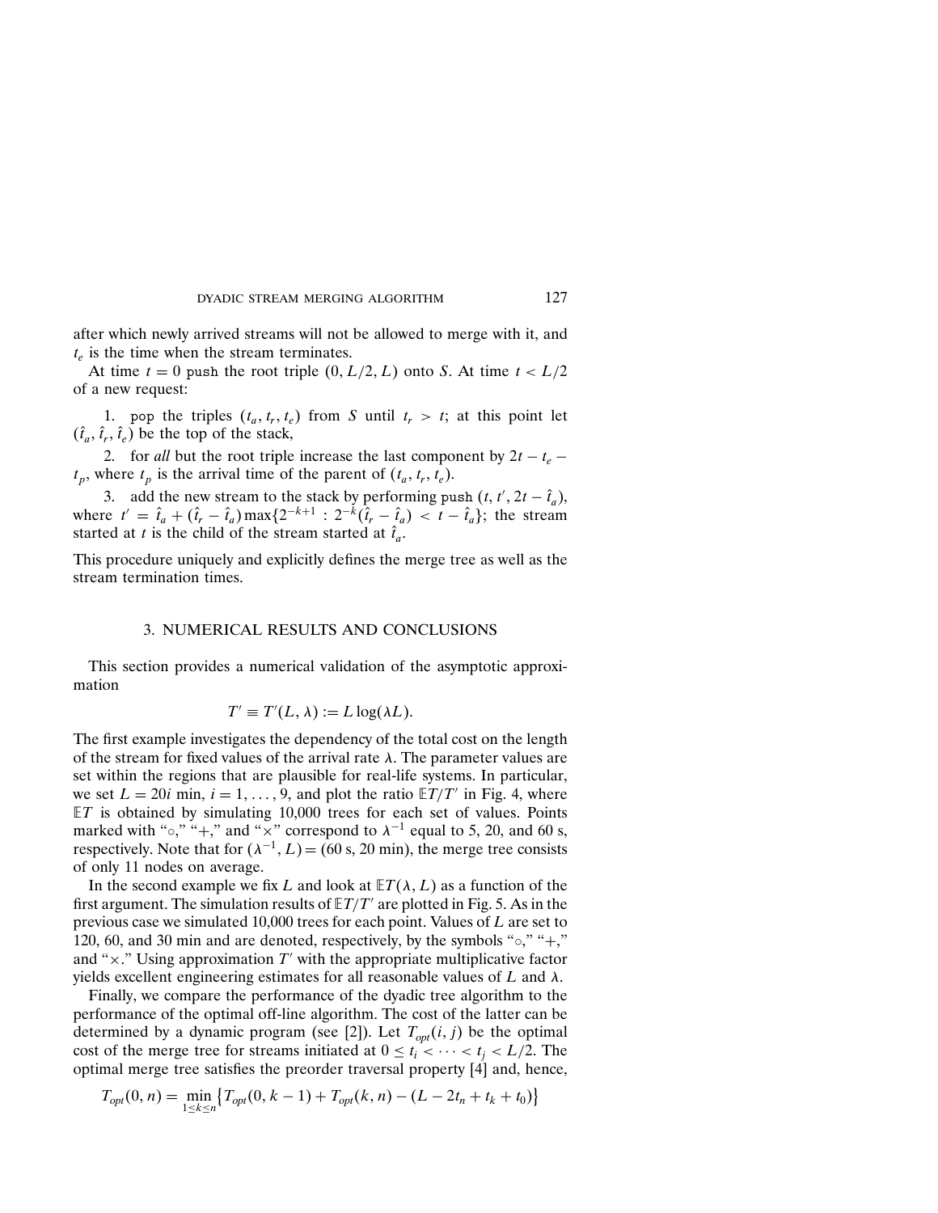after which newly arrived streams will not be allowed to merge with it, and $t_e$ is the time when the stream terminates.

At time $t = 0$ push the root triple $(0, L/2, L)$ onto $S$. At time $t < L/2$ of a new request:

1. pop the triples $(t_a, t_r, t_e)$ from $S$ until $t_r > t$; at this point let $(\hat{t}_a, \hat{t}_r, \hat{t}_e)$ be the top of the stack,

2. for *all* but the root triple increase the last component by $2t - t_e - t_p$, where $t_p$ is the arrival time of the parent of $(t_a, t_r, t_e)$.

3. add the new stream to the stack by performing push $(t, t', 2t - \hat{t}_a)$, where $t' = \hat{t}_a + (\hat{t}_r - \hat{t}_a)\max\{2^{-k+1} : 2^{-k}(\hat{t}_r - \hat{t}_a) < t - \hat{t}_a\}$; the stream started at $t$ is the child of the stream started at $\hat{t}_a$.

This procedure uniquely and explicitly defines the merge tree as well as the stream termination times.

## 3. NUMERICAL RESULTS AND CONCLUSIONS

This section provides a numerical validation of the asymptotic approximation

$$T' \equiv T'(L, \lambda) := L \log(\lambda L).$$

The first example investigates the dependency of the total cost on the length of the stream for fixed values of the arrival rate $\lambda$. The parameter values are set within the regions that are plausible for real-life systems. In particular, we set $L = 20i$ min, $i = 1, \ldots, 9$, and plot the ratio $\mathbb{E}T/T'$ in Fig. 4, where $\mathbb{E}T$ is obtained by simulating 10,000 trees for each set of values. Points marked with "∘," "+," and "×" correspond to $\lambda^{-1}$ equal to 5, 20, and 60 s, respectively. Note that for $(\lambda^{-1}, L) = (60\text{ s}, 20\text{ min})$, the merge tree consists of only 11 nodes on average.

In the second example we fix $L$ and look at $\mathbb{E}T(\lambda, L)$ as a function of the first argument. The simulation results of $\mathbb{E}T/T'$ are plotted in Fig. 5. As in the previous case we simulated 10,000 trees for each point. Values of $L$ are set to 120, 60, and 30 min and are denoted, respectively, by the symbols "∘," "+," and "×." Using approximation $T'$ with the appropriate multiplicative factor yields excellent engineering estimates for all reasonable values of $L$ and $\lambda$.

Finally, we compare the performance of the dyadic tree algorithm to the performance of the optimal off-line algorithm. The cost of the latter can be determined by a dynamic program (see [2]). Let $T_{opt}(i, j)$ be the optimal cost of the merge tree for streams initiated at $0 \le t_i < \cdots < t_j < L/2$. The optimal merge tree satisfies the preorder traversal property [4] and, hence,

$$T_{opt}(0, n) = \min_{1 \le k \le n} \{ T_{opt}(0, k-1) + T_{opt}(k, n) - (L - 2t_n + t_k + t_0) \}$$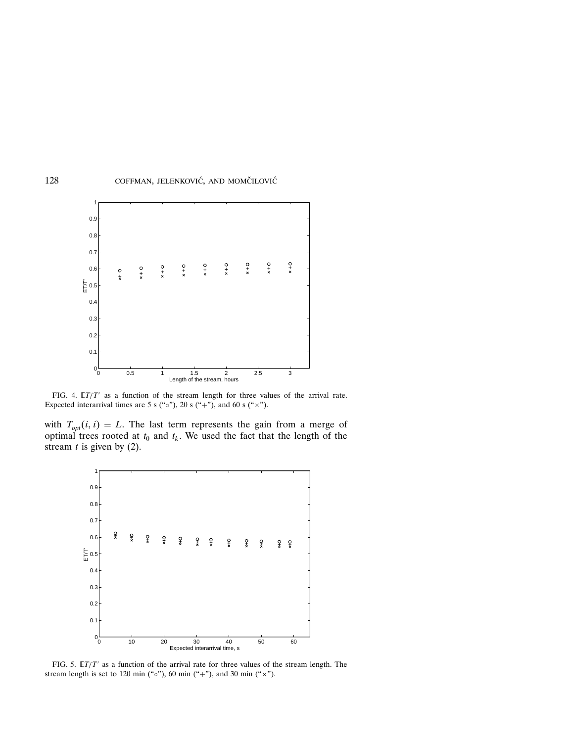FIG. 4. $\mathbb{E}T/T'$ as a function of the stream length for three values of the arrival rate. Expected interarrival times are 5 s ("$\circ$"), 20 s ("+"), and 60 s ("$\times$").

with $T_{opt}(i, i) = L$. The last term represents the gain from a merge of optimal trees rooted at $t_0$ and $t_k$. We used the fact that the length of the stream $t$ is given by (2).

FIG. 5. $\mathbb{E}T/T'$ as a function of the arrival rate for three values of the stream length. The stream length is set to 120 min ("$\circ$"), 60 min ("+"), and 30 min ("$\times$").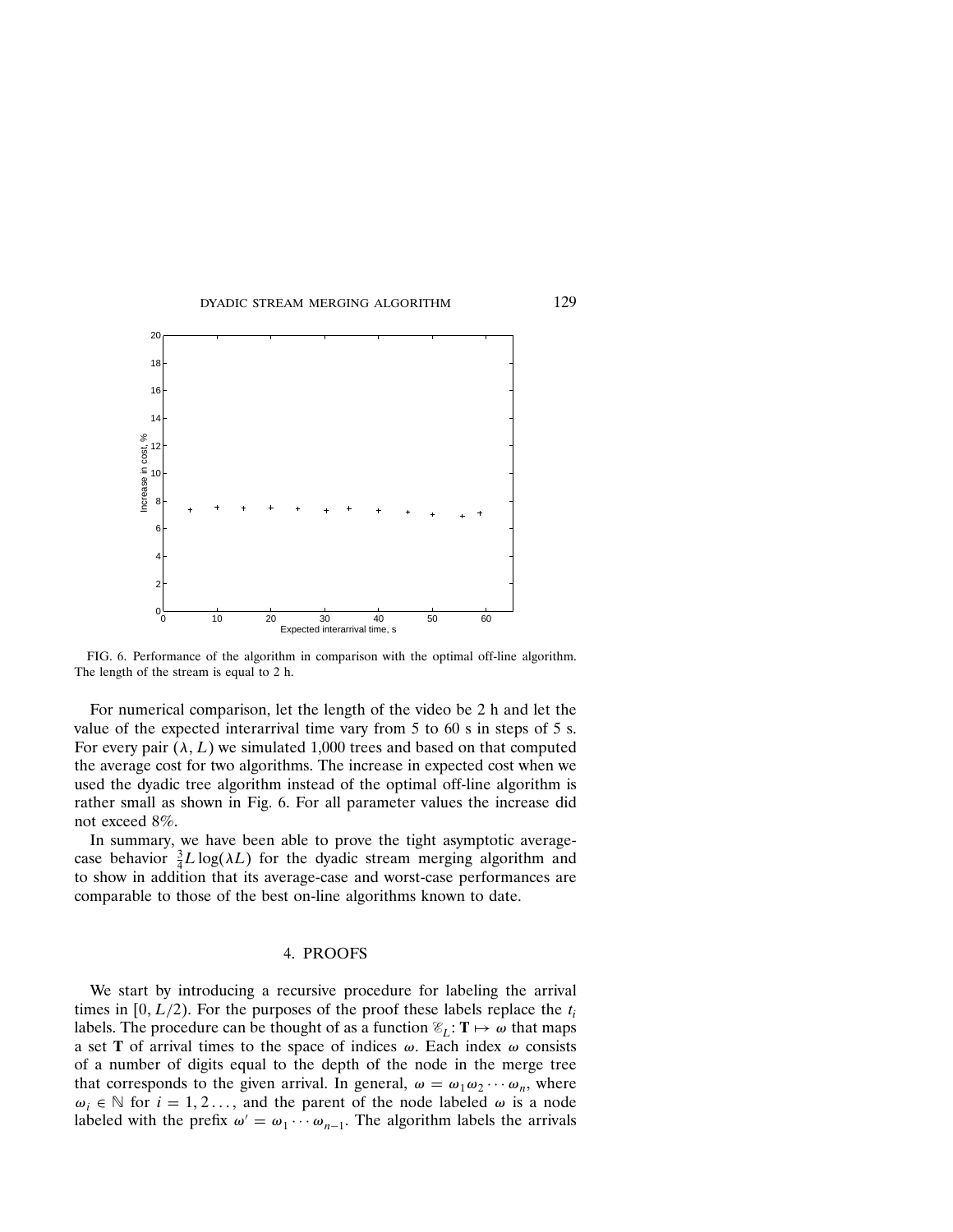FIG. 6. Performance of the algorithm in comparison with the optimal off-line algorithm. The length of the stream is equal to 2 h.

For numerical comparison, let the length of the video be 2 h and let the value of the expected interarrival time vary from 5 to 60 s in steps of 5 s. For every pair $(\lambda, L)$ we simulated 1,000 trees and based on that computed the average cost for two algorithms. The increase in expected cost when we used the dyadic tree algorithm instead of the optimal off-line algorithm is rather small as shown in Fig. 6. For all parameter values the increase did not exceed 8%.

In summary, we have been able to prove the tight asymptotic average-case behavior $\frac{3}{4}L\log(\lambda L)$ for the dyadic stream merging algorithm and to show in addition that its average-case and worst-case performances are comparable to those of the best on-line algorithms known to date.

## 4. PROOFS

We start by introducing a recursive procedure for labeling the arrival times in $[0, L/2)$. For the purposes of the proof these labels replace the $t_i$ labels. The procedure can be thought of as a function $\mathscr{E}_L\colon \mathbf{T} \mapsto \omega$ that maps a set $\mathbf{T}$ of arrival times to the space of indices $\omega$. Each index $\omega$ consists of a number of digits equal to the depth of the node in the merge tree that corresponds to the given arrival. In general, $\omega = \omega_1\omega_2\cdots\omega_n$, where $\omega_i \in \mathbb{N}$ for $i = 1, 2\ldots,$ and the parent of the node labeled $\omega$ is a node labeled with the prefix $\omega' = \omega_1\cdots\omega_{n-1}$. The algorithm labels the arrivals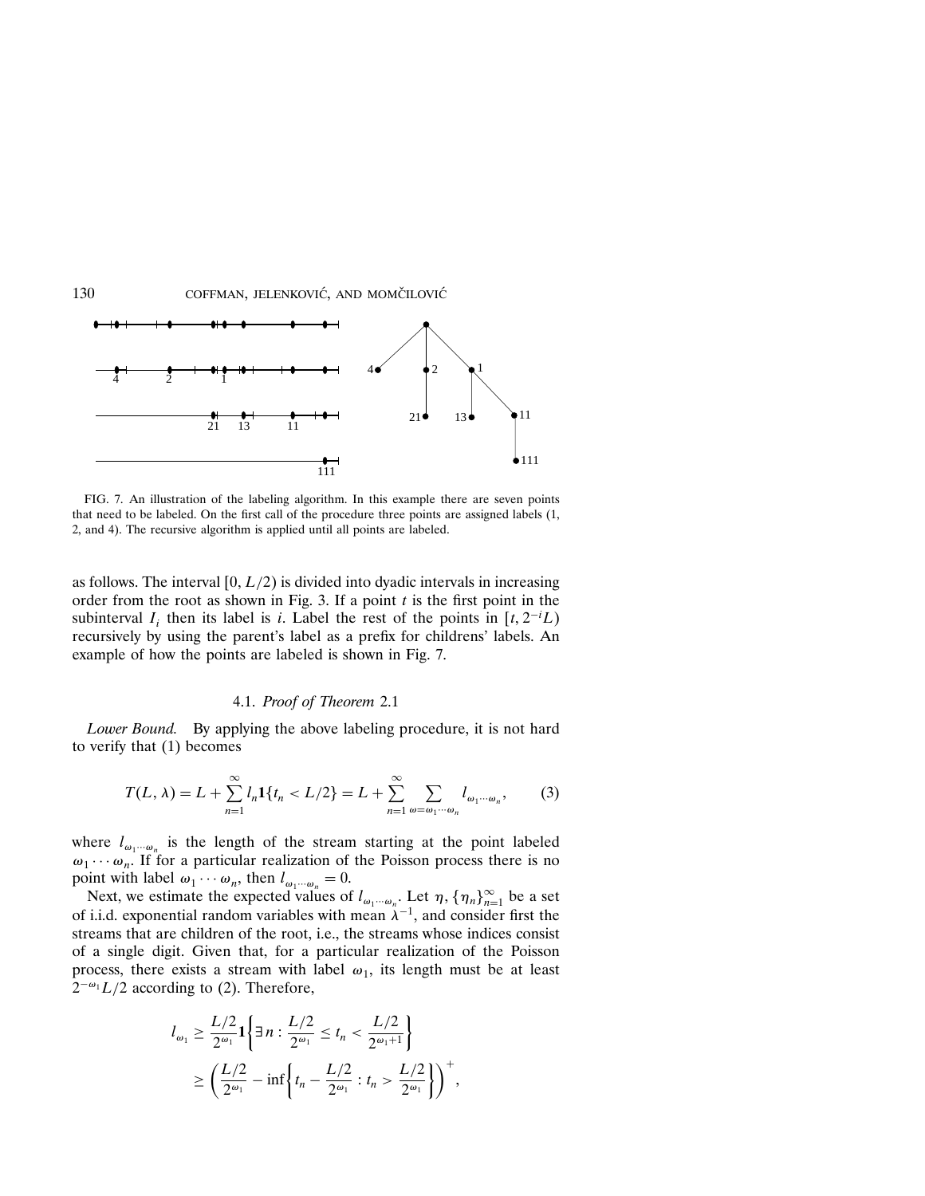FIG. 7. An illustration of the labeling algorithm. In this example there are seven points that need to be labeled. On the first call of the procedure three points are assigned labels (1, 2, and 4). The recursive algorithm is applied until all points are labeled.

as follows. The interval $[0, L/2)$ is divided into dyadic intervals in increasing order from the root as shown in Fig. 3. If a point $t$ is the first point in the subinterval $I_i$ then its label is $i$. Label the rest of the points in $[t, 2^{-i}L)$ recursively by using the parent's label as a prefix for childrens' labels. An example of how the points are labeled is shown in Fig. 7.

### 4.1. *Proof of Theorem* 2.1

*Lower Bound.* By applying the above labeling procedure, it is not hard to verify that (1) becomes

$$T(L, \lambda) = L + \sum_{n=1}^{\infty} l_n \mathbf{1}\{t_n < L/2\} = L + \sum_{n=1}^{\infty} \sum_{\omega = \omega_1 \cdots \omega_n} l_{\omega_1 \cdots \omega_n}, \tag{3}$$

where $l_{\omega_1 \cdots \omega_n}$ is the length of the stream starting at the point labeled $\omega_1 \cdots \omega_n$. If for a particular realization of the Poisson process there is no point with label $\omega_1 \cdots \omega_n$, then $l_{\omega_1 \cdots \omega_n} = 0$.

Next, we estimate the expected values of $l_{\omega_1 \cdots \omega_n}$. Let $\eta$, $\{\eta_n\}_{n=1}^{\infty}$ be a set of i.i.d. exponential random variables with mean $\lambda^{-1}$, and consider first the streams that are children of the root, i.e., the streams whose indices consist of a single digit. Given that, for a particular realization of the Poisson process, there exists a stream with label $\omega_1$, its length must be at least $2^{-\omega_1} L/2$ according to (2). Therefore,

$$\begin{aligned}
l_{\omega_1} &\geq \frac{L/2}{2^{\omega_1}} \mathbf{1}\left\{\exists\, n : \frac{L/2}{2^{\omega_1}} \leq t_n < \frac{L/2}{2^{\omega_1+1}}\right\} \\
&\geq \left(\frac{L/2}{2^{\omega_1}} - \inf\left\{t_n - \frac{L/2}{2^{\omega_1}} : t_n > \frac{L/2}{2^{\omega_1}}\right\}\right)^+,
\end{aligned}$$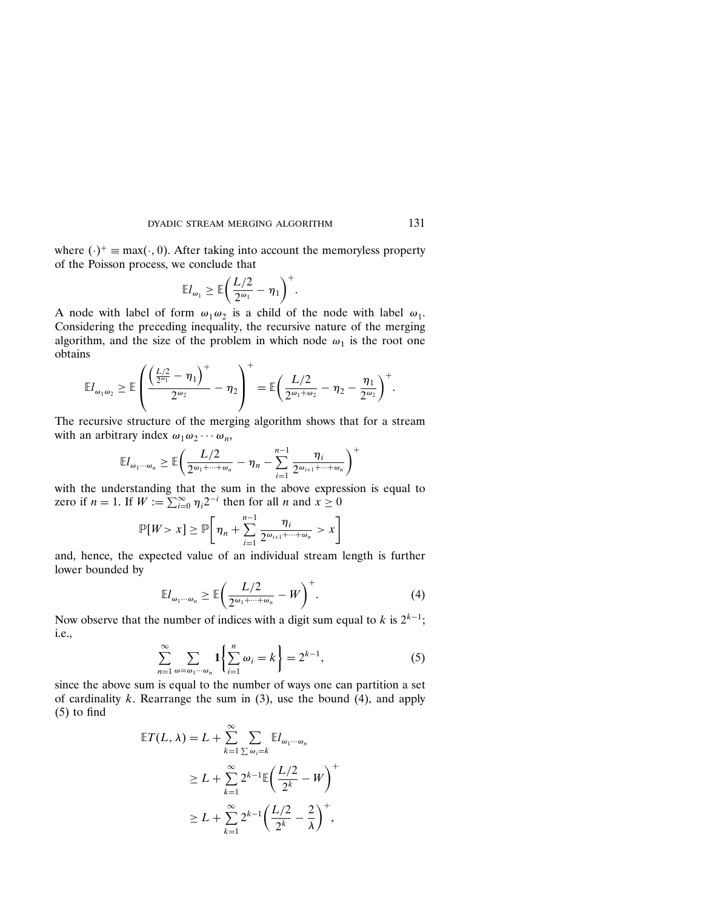where $(\cdot)^+ \equiv \max(\cdot, 0)$. After taking into account the memoryless property of the Poisson process, we conclude that

$$\mathbb{E}l_{\omega_1} \geq \mathbb{E}\left(\frac{L/2}{2^{\omega_1}} - \eta_1\right)^+.$$

A node with label of form $\omega_1\omega_2$ is a child of the node with label $\omega_1$. Considering the preceding inequality, the recursive nature of the merging algorithm, and the size of the problem in which node $\omega_1$ is the root one obtains

$$\mathbb{E}l_{\omega_1\omega_2} \geq \mathbb{E}\left(\frac{\left(\frac{L/2}{2^{\omega_1}} - \eta_1\right)^+}{2^{\omega_2}} - \eta_2\right)^+ = \mathbb{E}\left(\frac{L/2}{2^{\omega_1+\omega_2}} - \eta_2 - \frac{\eta_1}{2^{\omega_2}}\right)^+.$$

The recursive structure of the merging algorithm shows that for a stream with an arbitrary index $\omega_1\omega_2\cdots\omega_n$,

$$\mathbb{E}l_{\omega_1\cdots\omega_n} \geq \mathbb{E}\left(\frac{L/2}{2^{\omega_1+\cdots+\omega_n}} - \eta_n - \sum_{i=1}^{n-1}\frac{\eta_i}{2^{\omega_{i+1}+\cdots+\omega_n}}\right)^+$$

with the understanding that the sum in the above expression is equal to zero if $n=1$. If $W := \sum_{i=0}^{\infty}\eta_i 2^{-i}$ then for all $n$ and $x \geq 0$

$$\mathbb{P}[W > x] \geq \mathbb{P}\left[\eta_n + \sum_{i=1}^{n-1}\frac{\eta_i}{2^{\omega_{i+1}+\cdots+\omega_n}} > x\right]$$

and, hence, the expected value of an individual stream length is further lower bounded by

$$\mathbb{E}l_{\omega_1\cdots\omega_n} \geq \mathbb{E}\left(\frac{L/2}{2^{\omega_1+\cdots+\omega_n}} - W\right)^+. \tag{4}$$

Now observe that the number of indices with a digit sum equal to $k$ is $2^{k-1}$; i.e.,

$$\sum_{n=1}^{\infty}\sum_{\omega=\omega_1\cdots\omega_n}\mathbf{1}\left\{\sum_{i=1}^{n}\omega_i = k\right\} = 2^{k-1}, \tag{5}$$

since the above sum is equal to the number of ways one can partition a set of cardinality $k$. Rearrange the sum in (3), use the bound (4), and apply (5) to find

$$\begin{aligned}
\mathbb{E}T(L,\lambda) &= L + \sum_{k=1}^{\infty}\sum_{\sum\omega_i=k}\mathbb{E}l_{\omega_1\cdots\omega_n} \\
&\geq L + \sum_{k=1}^{\infty}2^{k-1}\mathbb{E}\left(\frac{L/2}{2^k} - W\right)^+ \\
&\geq L + \sum_{k=1}^{\infty}2^{k-1}\left(\frac{L/2}{2^k} - \frac{2}{\lambda}\right)^+,
\end{aligned}$$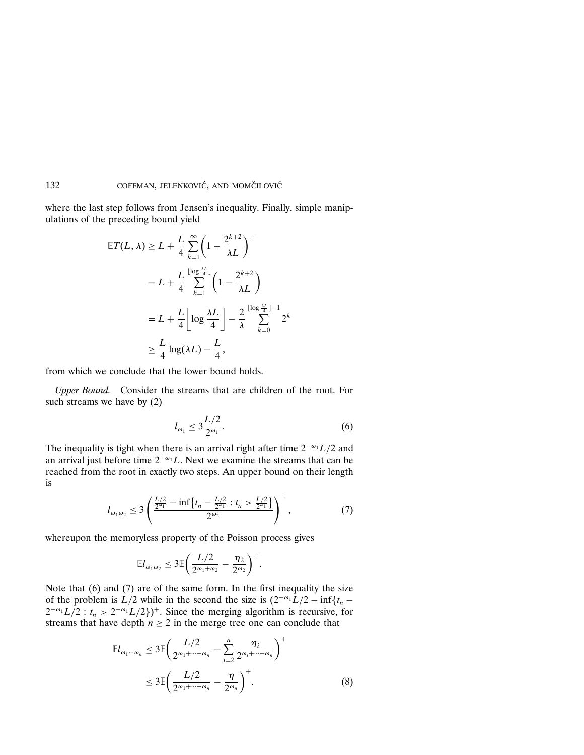where the last step follows from Jensen's inequality. Finally, simple manipulations of the preceding bound yield

$$
\begin{aligned}
\mathbb{E}T(L,\lambda) &\geq L + \frac{L}{4}\sum_{k=1}^{\infty}\left(1 - \frac{2^{k+2}}{\lambda L}\right)^{+} \\
&= L + \frac{L}{4}\sum_{k=1}^{\lfloor \log \frac{\lambda L}{4} \rfloor}\left(1 - \frac{2^{k+2}}{\lambda L}\right) \\
&= L + \frac{L}{4}\left\lfloor \log \frac{\lambda L}{4} \right\rfloor - \frac{2}{\lambda}\sum_{k=0}^{\lfloor \log \frac{\lambda L}{4} \rfloor - 1} 2^{k} \\
&\geq \frac{L}{4}\log(\lambda L) - \frac{L}{4},
\end{aligned}
$$

from which we conclude that the lower bound holds.

*Upper Bound.* Consider the streams that are children of the root. For such streams we have by (2)

$$
l_{\omega_1} \leq 3\frac{L/2}{2^{\omega_1}}. \tag{6}
$$

The inequality is tight when there is an arrival right after time $2^{-\omega_1}L/2$ and an arrival just before time $2^{-\omega_1}L$. Next we examine the streams that can be reached from the root in exactly two steps. An upper bound on their length is

$$
l_{\omega_1\omega_2} \leq 3\left(\frac{\frac{L/2}{2^{\omega_1}} - \inf\left\{t_n - \frac{L/2}{2^{\omega_1}} : t_n > \frac{L/2}{2^{\omega_1}}\right\}}{2^{\omega_2}}\right)^{+}, \tag{7}
$$

whereupon the memoryless property of the Poisson process gives

$$
\mathbb{E}l_{\omega_1\omega_2} \leq 3\mathbb{E}\left(\frac{L/2}{2^{\omega_1+\omega_2}} - \frac{\eta_2}{2^{\omega_2}}\right)^{+}.
$$

Note that (6) and (7) are of the same form. In the first inequality the size of the problem is $L/2$ while in the second the size is $(2^{-\omega_1}L/2 - \inf\{t_n - 2^{-\omega_1}L/2 : t_n > 2^{-\omega_1}L/2\})^{+}$. Since the merging algorithm is recursive, for streams that have depth $n \geq 2$ in the merge tree one can conclude that

$$
\begin{aligned}
\mathbb{E}l_{\omega_1\cdots\omega_n} &\leq 3\mathbb{E}\left(\frac{L/2}{2^{\omega_1+\cdots+\omega_n}} - \sum_{i=2}^{n}\frac{\eta_i}{2^{\omega_i+\cdots+\omega_n}}\right)^{+} \\
&\leq 3\mathbb{E}\left(\frac{L/2}{2^{\omega_1+\cdots+\omega_n}} - \frac{\eta}{2^{\omega_n}}\right)^{+}.
\end{aligned} \tag{8}
$$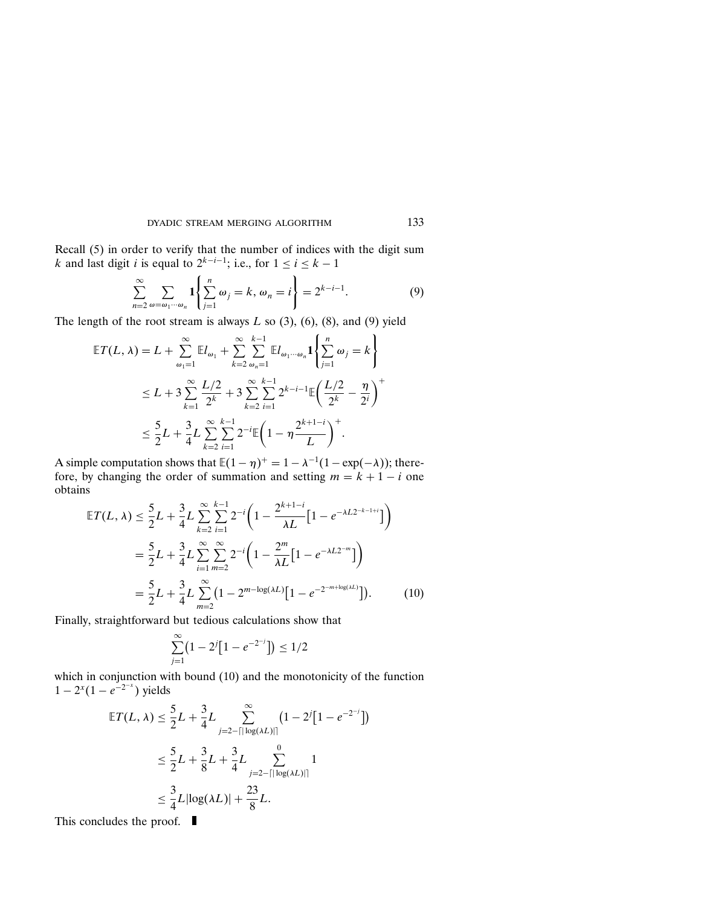Recall (5) in order to verify that the number of indices with the digit sum $k$ and last digit $i$ is equal to $2^{k-i-1}$; i.e., for $1 \le i \le k-1$

$$\sum_{n=2}^{\infty} \sum_{\omega=\omega_1 \cdots \omega_n} \mathbf{1}\left\{ \sum_{j=1}^{n} \omega_j = k,\, \omega_n = i \right\} = 2^{k-i-1}. \tag{9}$$

The length of the root stream is always $L$ so (3), (6), (8), and (9) yield

$$\begin{aligned}
\mathbb{E}T(L,\lambda) &= L + \sum_{\omega_1=1}^{\infty} \mathbb{E}l_{\omega_1} + \sum_{k=2}^{\infty} \sum_{\omega_n=1}^{k-1} \mathbb{E}l_{\omega_1\cdots\omega_n} \mathbf{1}\left\{ \sum_{j=1}^{n} \omega_j = k \right\} \\
&\le L + 3\sum_{k=1}^{\infty} \frac{L/2}{2^k} + 3\sum_{k=2}^{\infty}\sum_{i=1}^{k-1} 2^{k-i-1} \mathbb{E}\left( \frac{L/2}{2^k} - \frac{\eta}{2^i} \right)^{+} \\
&\le \frac{5}{2}L + \frac{3}{4}L \sum_{k=2}^{\infty}\sum_{i=1}^{k-1} 2^{-i} \mathbb{E}\left( 1 - \eta \frac{2^{k+1-i}}{L} \right)^{+}.
\end{aligned}$$

A simple computation shows that $\mathbb{E}(1-\eta)^{+} = 1 - \lambda^{-1}(1 - \exp(-\lambda))$; therefore, by changing the order of summation and setting $m = k+1-i$ one obtains

$$\begin{aligned}
\mathbb{E}T(L,\lambda) &\le \frac{5}{2}L + \frac{3}{4}L \sum_{k=2}^{\infty}\sum_{i=1}^{k-1} 2^{-i}\left( 1 - \frac{2^{k+1-i}}{\lambda L}\left[1 - e^{-\lambda L 2^{-k-1+i}}\right] \right) \\
&= \frac{5}{2}L + \frac{3}{4}L \sum_{i=1}^{\infty}\sum_{m=2}^{\infty} 2^{-i}\left( 1 - \frac{2^{m}}{\lambda L}\left[1 - e^{-\lambda L 2^{-m}}\right] \right) \\
&= \frac{5}{2}L + \frac{3}{4}L \sum_{m=2}^{\infty} \left( 1 - 2^{m-\log(\lambda L)}\left[1 - e^{-2^{-m+\log(\lambda L)}}\right] \right).
\end{aligned} \tag{10}$$

Finally, straightforward but tedious calculations show that

$$\sum_{j=1}^{\infty} \left( 1 - 2^{j}\left[1 - e^{-2^{-j}}\right] \right) \le 1/2$$

which in conjunction with bound (10) and the monotonicity of the function $1 - 2^{x}(1 - e^{-2^{-x}})$ yields

$$\begin{aligned}
\mathbb{E}T(L,\lambda) &\le \frac{5}{2}L + \frac{3}{4}L \sum_{j=2-\lceil|\log(\lambda L)|\rceil}^{\infty} \left( 1 - 2^{j}\left[1 - e^{-2^{-j}}\right] \right) \\
&\le \frac{5}{2}L + \frac{3}{8}L + \frac{3}{4}L \sum_{j=2-\lceil|\log(\lambda L)|\rceil}^{0} 1 \\
&\le \frac{3}{4}L|\log(\lambda L)| + \frac{23}{8}L.
\end{aligned}$$

This concludes the proof. ∎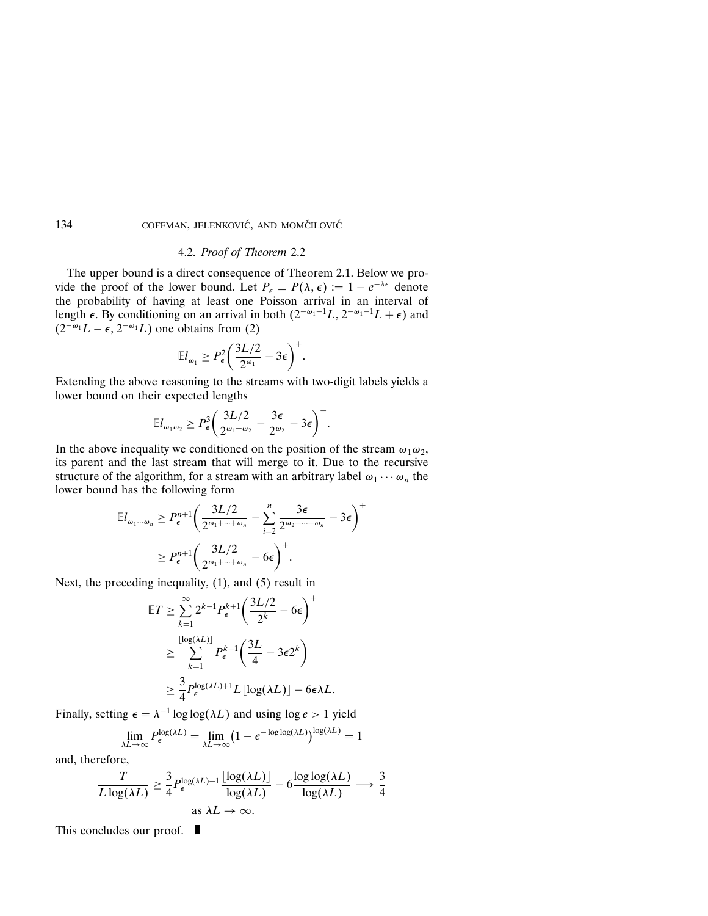### 4.2. *Proof of Theorem* 2.2

The upper bound is a direct consequence of Theorem 2.1. Below we provide the proof of the lower bound. Let $P_\epsilon \equiv P(\lambda, \epsilon) := 1 - e^{-\lambda\epsilon}$ denote the probability of having at least one Poisson arrival in an interval of length $\epsilon$. By conditioning on an arrival in both $(2^{-\omega_1 - 1}L, 2^{-\omega_1-1}L + \epsilon)$ and $(2^{-\omega_1}L - \epsilon, 2^{-\omega_1}L)$ one obtains from (2)

$$\mathbb{E}l_{\omega_1} \geq P_\epsilon^2 \left( \frac{3L/2}{2^{\omega_1}} - 3\epsilon \right)^+.$$

Extending the above reasoning to the streams with two-digit labels yields a lower bound on their expected lengths

$$\mathbb{E}l_{\omega_1\omega_2} \geq P_\epsilon^3 \left( \frac{3L/2}{2^{\omega_1+\omega_2}} - \frac{3\epsilon}{2^{\omega_2}} - 3\epsilon \right)^+.$$

In the above inequality we conditioned on the position of the stream $\omega_1\omega_2$, its parent and the last stream that will merge to it. Due to the recursive structure of the algorithm, for a stream with an arbitrary label $\omega_1 \cdots \omega_n$ the lower bound has the following form

$$\begin{aligned}
\mathbb{E}l_{\omega_1\cdots\omega_n} &\geq P_\epsilon^{n+1} \left( \frac{3L/2}{2^{\omega_1+\cdots+\omega_n}} - \sum_{i=2}^{n} \frac{3\epsilon}{2^{\omega_2+\cdots+\omega_n}} - 3\epsilon \right)^+ \\
&\geq P_\epsilon^{n+1} \left( \frac{3L/2}{2^{\omega_1+\cdots+\omega_n}} - 6\epsilon \right)^+.
\end{aligned}$$

Next, the preceding inequality, (1), and (5) result in

$$\begin{aligned}
\mathbb{E}T &\geq \sum_{k=1}^{\infty} 2^{k-1} P_\epsilon^{k+1} \left( \frac{3L/2}{2^k} - 6\epsilon \right)^+ \\
&\geq \sum_{k=1}^{\lfloor \log(\lambda L) \rfloor} P_\epsilon^{k+1} \left( \frac{3L}{4} - 3\epsilon 2^k \right) \\
&\geq \frac{3}{4} P_\epsilon^{\log(\lambda L)+1} L \lfloor \log(\lambda L) \rfloor - 6\epsilon\lambda L.
\end{aligned}$$

Finally, setting $\epsilon = \lambda^{-1} \log\log(\lambda L)$ and using $\log e > 1$ yield

$$\lim_{\lambda L \to \infty} P_\epsilon^{\log(\lambda L)} = \lim_{\lambda L \to \infty} \left(1 - e^{-\log\log(\lambda L)}\right)^{\log(\lambda L)} = 1$$

and, therefore,

$$\frac{T}{L\log(\lambda L)} \geq \frac{3}{4} P_\epsilon^{\log(\lambda L)+1} \frac{\lfloor \log(\lambda L) \rfloor}{\log(\lambda L)} - 6 \frac{\log\log(\lambda L)}{\log(\lambda L)} \longrightarrow \frac{3}{4}$$

$$\text{as } \lambda L \to \infty.$$

This concludes our proof. ∎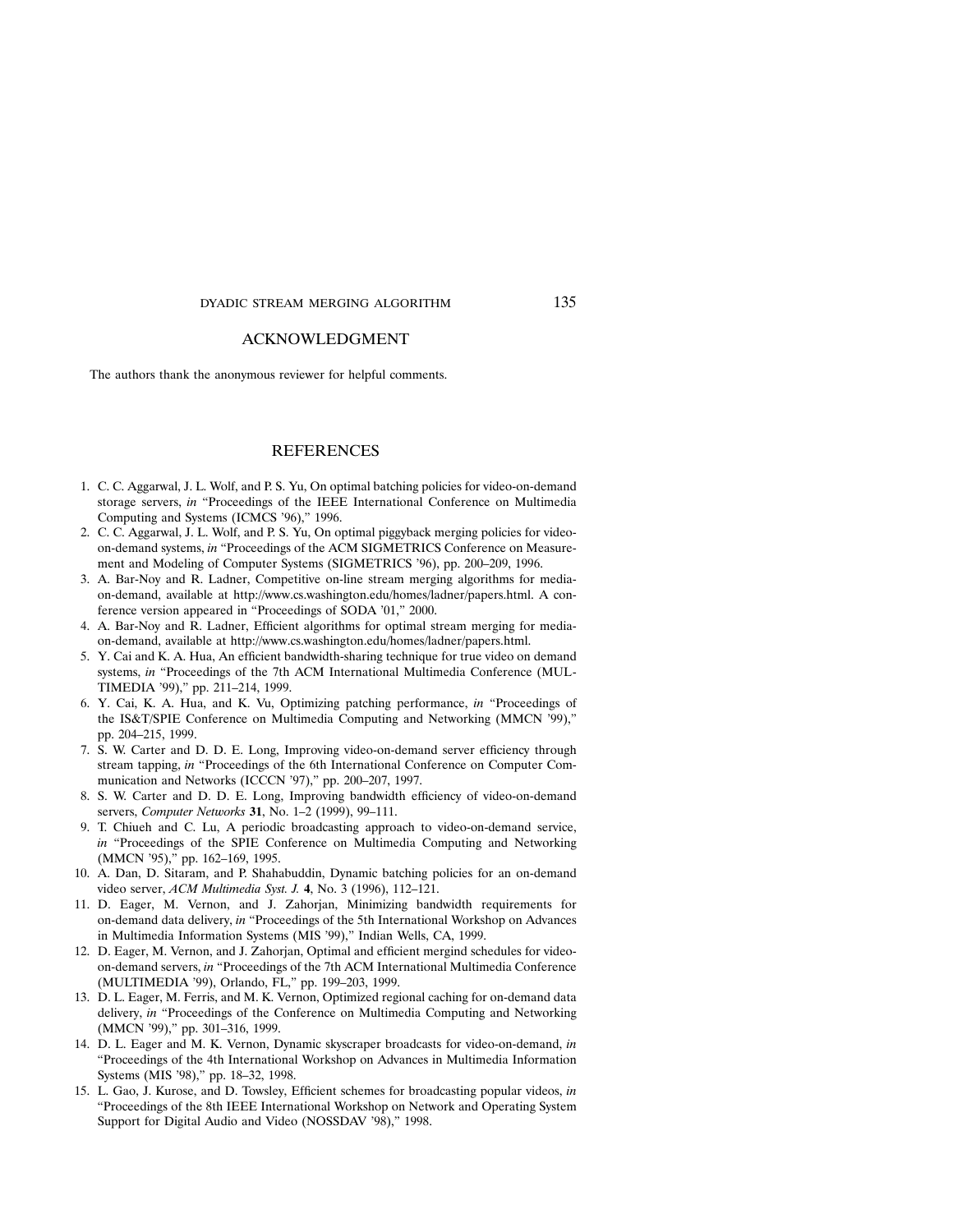## ACKNOWLEDGMENT

The authors thank the anonymous reviewer for helpful comments.

## REFERENCES

1. C. C. Aggarwal, J. L. Wolf, and P. S. Yu, On optimal batching policies for video-on-demand storage servers, *in* "Proceedings of the IEEE International Conference on Multimedia Computing and Systems (ICMCS '96)," 1996.
2. C. C. Aggarwal, J. L. Wolf, and P. S. Yu, On optimal piggyback merging policies for video-on-demand systems, *in* "Proceedings of the ACM SIGMETRICS Conference on Measurement and Modeling of Computer Systems (SIGMETRICS '96), pp. 200–209, 1996.
3. A. Bar-Noy and R. Ladner, Competitive on-line stream merging algorithms for media-on-demand, available at http://www.cs.washington.edu/homes/ladner/papers.html. A conference version appeared in "Proceedings of SODA '01," 2000.
4. A. Bar-Noy and R. Ladner, Efficient algorithms for optimal stream merging for media-on-demand, available at http://www.cs.washington.edu/homes/ladner/papers.html.
5. Y. Cai and K. A. Hua, An efficient bandwidth-sharing technique for true video on demand systems, *in* "Proceedings of the 7th ACM International Multimedia Conference (MULTIMEDIA '99)," pp. 211–214, 1999.
6. Y. Cai, K. A. Hua, and K. Vu, Optimizing patching performance, *in* "Proceedings of the IS&T/SPIE Conference on Multimedia Computing and Networking (MMCN '99)," pp. 204–215, 1999.
7. S. W. Carter and D. D. E. Long, Improving video-on-demand server efficiency through stream tapping, *in* "Proceedings of the 6th International Conference on Computer Communication and Networks (ICCCN '97)," pp. 200–207, 1997.
8. S. W. Carter and D. D. E. Long, Improving bandwidth efficiency of video-on-demand servers, *Computer Networks* **31**, No. 1–2 (1999), 99–111.
9. T. Chiueh and C. Lu, A periodic broadcasting approach to video-on-demand service, *in* "Proceedings of the SPIE Conference on Multimedia Computing and Networking (MMCN '95)," pp. 162–169, 1995.
10. A. Dan, D. Sitaram, and P. Shahabuddin, Dynamic batching policies for an on-demand video server, *ACM Multimedia Syst. J.* **4**, No. 3 (1996), 112–121.
11. D. Eager, M. Vernon, and J. Zahorjan, Minimizing bandwidth requirements for on-demand data delivery, *in* "Proceedings of the 5th International Workshop on Advances in Multimedia Information Systems (MIS '99)," Indian Wells, CA, 1999.
12. D. Eager, M. Vernon, and J. Zahorjan, Optimal and efficient mergind schedules for video-on-demand servers, *in* "Proceedings of the 7th ACM International Multimedia Conference (MULTIMEDIA '99), Orlando, FL," pp. 199–203, 1999.
13. D. L. Eager, M. Ferris, and M. K. Vernon, Optimized regional caching for on-demand data delivery, *in* "Proceedings of the Conference on Multimedia Computing and Networking (MMCN '99)," pp. 301–316, 1999.
14. D. L. Eager and M. K. Vernon, Dynamic skyscraper broadcasts for video-on-demand, *in* "Proceedings of the 4th International Workshop on Advances in Multimedia Information Systems (MIS '98)," pp. 18–32, 1998.
15. L. Gao, J. Kurose, and D. Towsley, Efficient schemes for broadcasting popular videos, *in* "Proceedings of the 8th IEEE International Workshop on Network and Operating System Support for Digital Audio and Video (NOSSDAV '98)," 1998.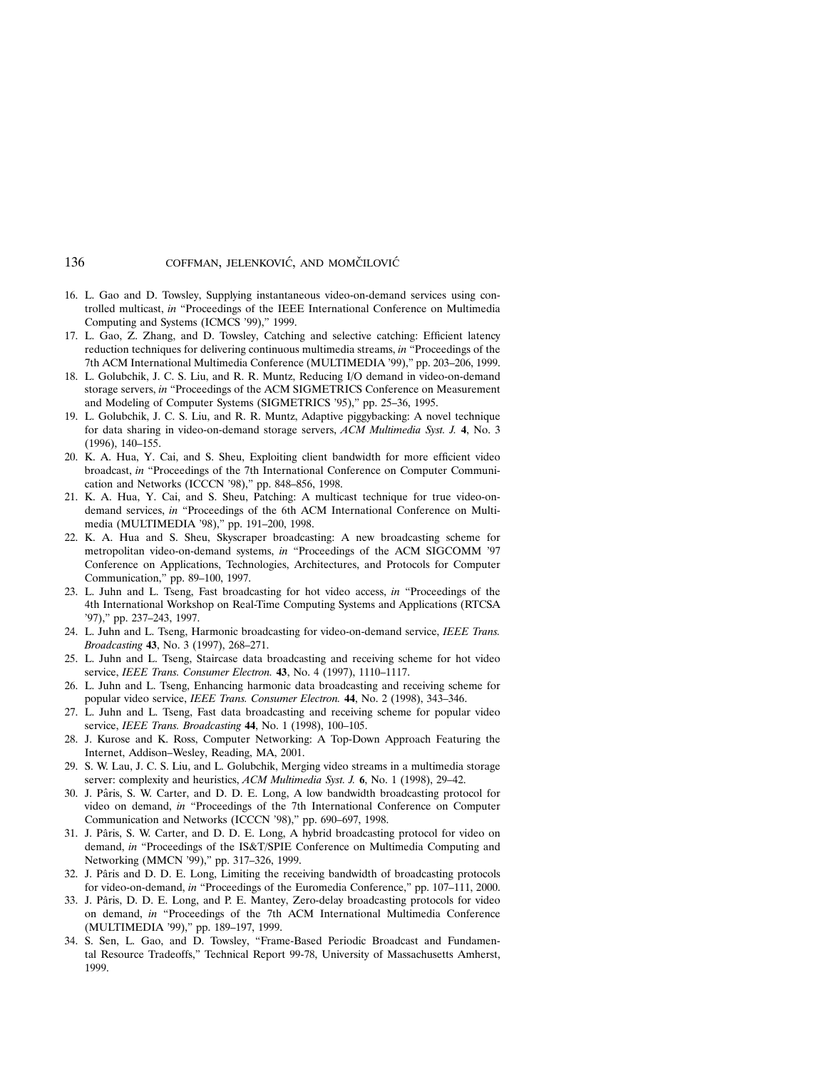16. L. Gao and D. Towsley, Supplying instantaneous video-on-demand services using controlled multicast, *in* "Proceedings of the IEEE International Conference on Multimedia Computing and Systems (ICMCS '99)," 1999.
17. L. Gao, Z. Zhang, and D. Towsley, Catching and selective catching: Efficient latency reduction techniques for delivering continuous multimedia streams, *in* "Proceedings of the 7th ACM International Multimedia Conference (MULTIMEDIA '99)," pp. 203–206, 1999.
18. L. Golubchik, J. C. S. Liu, and R. R. Muntz, Reducing I/O demand in video-on-demand storage servers, *in* "Proceedings of the ACM SIGMETRICS Conference on Measurement and Modeling of Computer Systems (SIGMETRICS '95)," pp. 25–36, 1995.
19. L. Golubchik, J. C. S. Liu, and R. R. Muntz, Adaptive piggybacking: A novel technique for data sharing in video-on-demand storage servers, *ACM Multimedia Syst. J.* **4**, No. 3 (1996), 140–155.
20. K. A. Hua, Y. Cai, and S. Sheu, Exploiting client bandwidth for more efficient video broadcast, *in* "Proceedings of the 7th International Conference on Computer Communication and Networks (ICCCN '98)," pp. 848–856, 1998.
21. K. A. Hua, Y. Cai, and S. Sheu, Patching: A multicast technique for true video-on-demand services, *in* "Proceedings of the 6th ACM International Conference on Multimedia (MULTIMEDIA '98)," pp. 191–200, 1998.
22. K. A. Hua and S. Sheu, Skyscraper broadcasting: A new broadcasting scheme for metropolitan video-on-demand systems, *in* "Proceedings of the ACM SIGCOMM '97 Conference on Applications, Technologies, Architectures, and Protocols for Computer Communication," pp. 89–100, 1997.
23. L. Juhn and L. Tseng, Fast broadcasting for hot video access, *in* "Proceedings of the 4th International Workshop on Real-Time Computing Systems and Applications (RTCSA '97)," pp. 237–243, 1997.
24. L. Juhn and L. Tseng, Harmonic broadcasting for video-on-demand service, *IEEE Trans. Broadcasting* **43**, No. 3 (1997), 268–271.
25. L. Juhn and L. Tseng, Staircase data broadcasting and receiving scheme for hot video service, *IEEE Trans. Consumer Electron.* **43**, No. 4 (1997), 1110–1117.
26. L. Juhn and L. Tseng, Enhancing harmonic data broadcasting and receiving scheme for popular video service, *IEEE Trans. Consumer Electron.* **44**, No. 2 (1998), 343–346.
27. L. Juhn and L. Tseng, Fast data broadcasting and receiving scheme for popular video service, *IEEE Trans. Broadcasting* **44**, No. 1 (1998), 100–105.
28. J. Kurose and K. Ross, Computer Networking: A Top-Down Approach Featuring the Internet, Addison–Wesley, Reading, MA, 2001.
29. S. W. Lau, J. C. S. Liu, and L. Golubchik, Merging video streams in a multimedia storage server: complexity and heuristics, *ACM Multimedia Syst. J.* **6**, No. 1 (1998), 29–42.
30. J. Pâris, S. W. Carter, and D. D. E. Long, A low bandwidth broadcasting protocol for video on demand, *in* "Proceedings of the 7th International Conference on Computer Communication and Networks (ICCCN '98)," pp. 690–697, 1998.
31. J. Pâris, S. W. Carter, and D. D. E. Long, A hybrid broadcasting protocol for video on demand, *in* "Proceedings of the IS&T/SPIE Conference on Multimedia Computing and Networking (MMCN '99)," pp. 317–326, 1999.
32. J. Pâris and D. D. E. Long, Limiting the receiving bandwidth of broadcasting protocols for video-on-demand, *in* "Proceedings of the Euromedia Conference," pp. 107–111, 2000.
33. J. Pâris, D. D. E. Long, and P. E. Mantey, Zero-delay broadcasting protocols for video on demand, *in* "Proceedings of the 7th ACM International Multimedia Conference (MULTIMEDIA '99)," pp. 189–197, 1999.
34. S. Sen, L. Gao, and D. Towsley, "Frame-Based Periodic Broadcast and Fundamental Resource Tradeoffs," Technical Report 99-78, University of Massachusetts Amherst, 1999.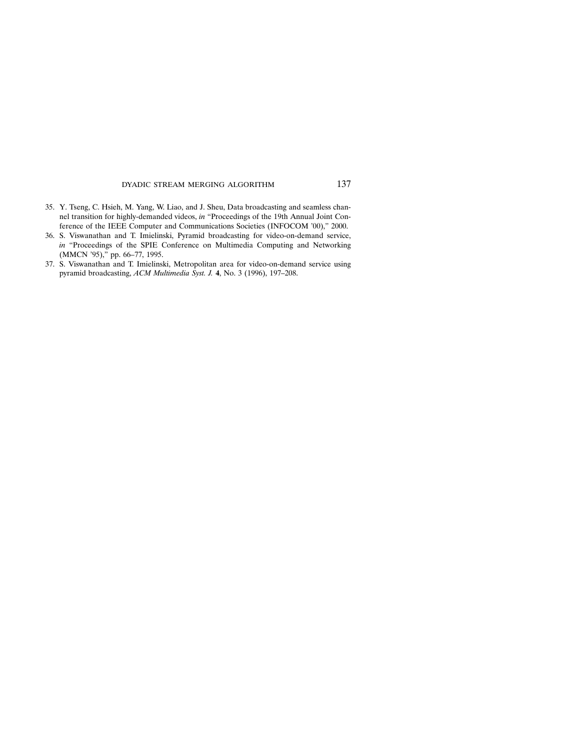35. Y. Tseng, C. Hsieh, M. Yang, W. Liao, and J. Sheu, Data broadcasting and seamless channel transition for highly-demanded videos, *in* "Proceedings of the 19th Annual Joint Conference of the IEEE Computer and Communications Societies (INFOCOM '00)," 2000.
36. S. Viswanathan and T. Imielinski, Pyramid broadcasting for video-on-demand service, *in* "Proceedings of the SPIE Conference on Multimedia Computing and Networking (MMCN '95)," pp. 66–77, 1995.
37. S. Viswanathan and T. Imielinski, Metropolitan area for video-on-demand service using pyramid broadcasting, *ACM Multimedia Syst. J.* **4**, No. 3 (1996), 197–208.